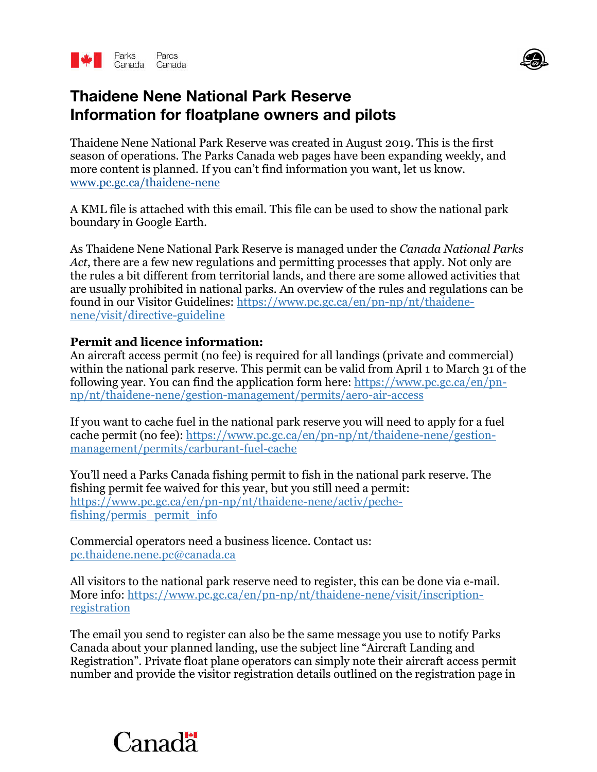# Thaidene Nene National Park Reserve
# Information for floatplane owners and pilots

Thaidene Nene National Park Reserve was created in August 2019. This is the first season of operations. The Parks Canada web pages have been expanding weekly, and more content is planned. If you can't find information you want, let us know. www.pc.gc.ca/thaidene-nene

A KML file is attached with this email. This file can be used to show the national park boundary in Google Earth.

As Thaidene Nene National Park Reserve is managed under the *Canada National Parks Act*, there are a few new regulations and permitting processes that apply. Not only are the rules a bit different from territorial lands, and there are some allowed activities that are usually prohibited in national parks. An overview of the rules and regulations can be found in our Visitor Guidelines: https://www.pc.gc.ca/en/pn-np/nt/thaidene-nene/visit/directive-guideline

**Permit and licence information:**
An aircraft access permit (no fee) is required for all landings (private and commercial) within the national park reserve. This permit can be valid from April 1 to March 31 of the following year. You can find the application form here: https://www.pc.gc.ca/en/pn-np/nt/thaidene-nene/gestion-management/permits/aero-air-access

If you want to cache fuel in the national park reserve you will need to apply for a fuel cache permit (no fee): https://www.pc.gc.ca/en/pn-np/nt/thaidene-nene/gestion-management/permits/carburant-fuel-cache

You'll need a Parks Canada fishing permit to fish in the national park reserve. The fishing permit fee waived for this year, but you still need a permit: https://www.pc.gc.ca/en/pn-np/nt/thaidene-nene/activ/peche-fishing/permis_permit_info

Commercial operators need a business licence. Contact us: pc.thaidene.nene.pc@canada.ca

All visitors to the national park reserve need to register, this can be done via e-mail. More info: https://www.pc.gc.ca/en/pn-np/nt/thaidene-nene/visit/inscription-registration

The email you send to register can also be the same message you use to notify Parks Canada about your planned landing, use the subject line "Aircraft Landing and Registration". Private float plane operators can simply note their aircraft access permit number and provide the visitor registration details outlined on the registration page in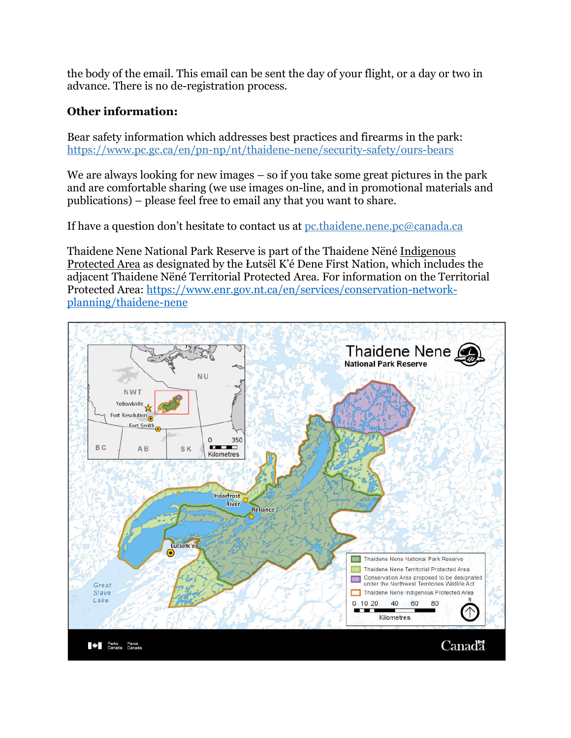the body of the email. This email can be sent the day of your flight, or a day or two in advance. There is no de-registration process.

**Other information:**

Bear safety information which addresses best practices and firearms in the park: https://www.pc.gc.ca/en/pn-np/nt/thaidene-nene/security-safety/ours-bears

We are always looking for new images – so if you take some great pictures in the park and are comfortable sharing (we use images on-line, and in promotional materials and publications) – please feel free to email any that you want to share.

If have a question don't hesitate to contact us at pc.thaidene.nene.pc@canada.ca

Thaidene Nene National Park Reserve is part of the Thaidene Nëné Indigenous Protected Area as designated by the Łutsël K'é Dene First Nation, which includes the adjacent Thaidene Nëné Territorial Protected Area. For information on the Territorial Protected Area: https://www.enr.gov.nt.ca/en/services/conservation-network-planning/thaidene-nene

Thaidene Nene
National Park Reserve

NU
NWT
Yellowknife
Fort Resolution
Fort Smith
BC
AB
SK
0 350
Kilometres

Hoarfrost River
Reliance
Łutselk'e
Great Slave Lake

Thaidene Nene National Park Reserve
Thaidene Nene Territorial Protected Area
Conservation Area proposed to be designated under the Northwest Territories Wildlife Act
Thaidene Nene Indigenous Protected Area
0 10 20 40 60 80
Kilometres
N

Parks Canada Parcs Canada
Canada